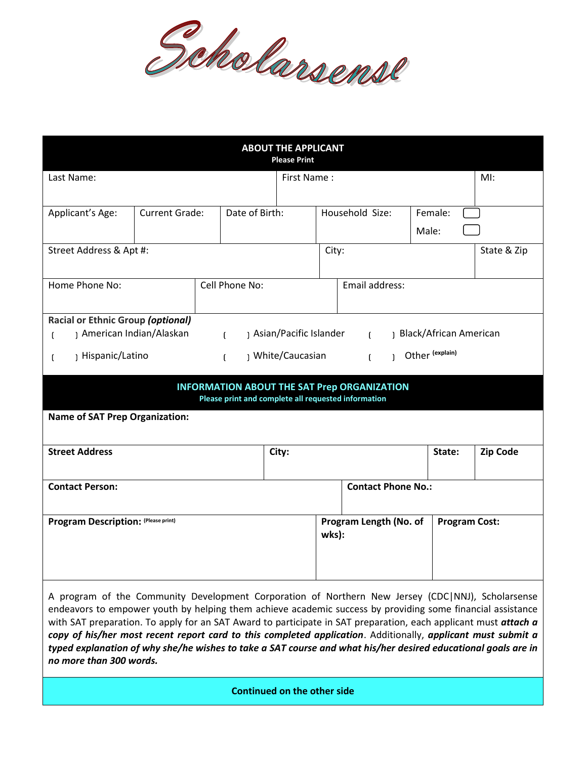# Scholarsense

## ABOUT THE APPLICANT

**Please Print**

| Last Name: | First Name : | MI: |
|---|---|---|
| | | |

| Applicant's Age: | Current Grade: | Date of Birth: | Household Size: | Female: ☐ Male: ☐ |
|---|---|---|---|---|
| | | | | |

| Street Address & Apt #: | City: | State & Zip |
|---|---|---|
| | | |

| Home Phone No: | Cell Phone No: | Email address: |
|---|---|---|
| | | |

**Racial or Ethnic Group *(optional)***

[ ] American Indian/Alaskan [ ] Asian/Pacific Islander [ ] Black/African American

[ ] Hispanic/Latino [ ] White/Caucasian [ ] Other (explain)

## INFORMATION ABOUT THE SAT Prep ORGANIZATION

**Please print and complete all requested information**

**Name of SAT Prep Organization:**

| **Street Address** | **City:** | **State:** | **Zip Code** |
|---|---|---|---|
| | | | |

| **Contact Person:** | **Contact Phone No.:** |
|---|---|
| | |

| **Program Description:** (Please print) | **Program Length (No. of wks):** | **Program Cost:** |
|---|---|---|
| | | |

A program of the Community Development Corporation of Northern New Jersey (CDC|NNJ), Scholarsense endeavors to empower youth by helping them achieve academic success by providing some financial assistance with SAT preparation. To apply for an SAT Award to participate in SAT preparation, each applicant must ***attach a copy of his/her most recent report card to this completed application***. Additionally, ***applicant must submit a typed explanation of why she/he wishes to take a SAT course and what his/her desired educational goals are in no more than 300 words.***

**Continued on the other side**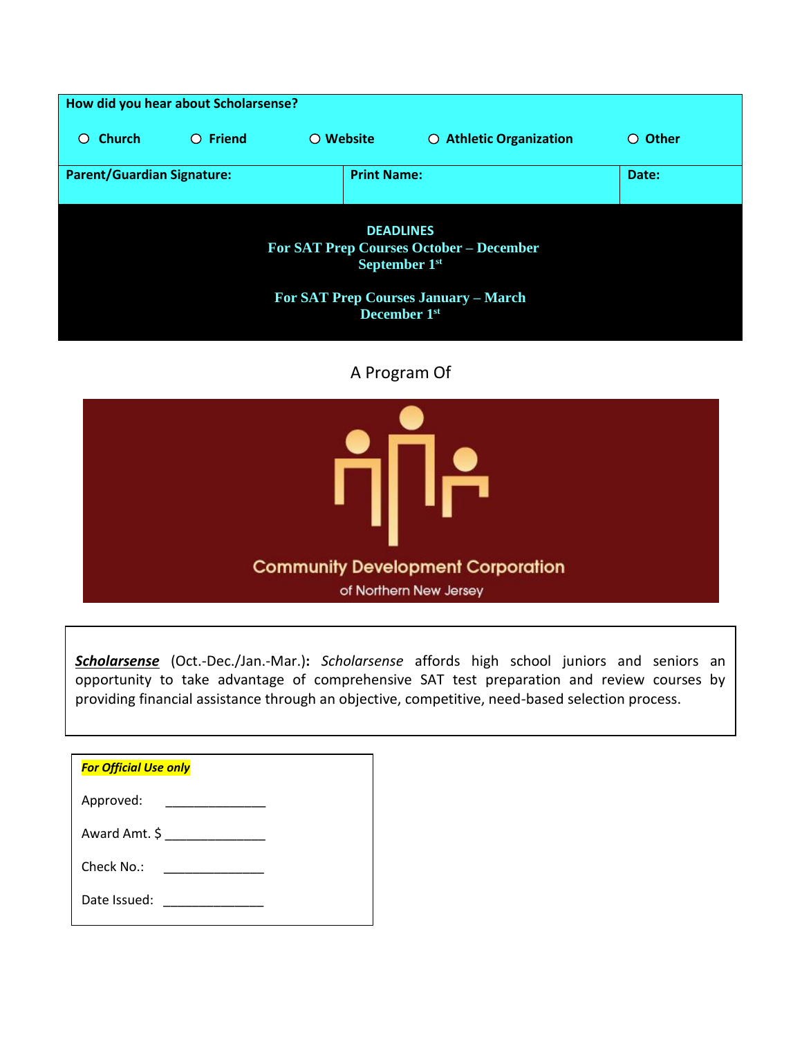**How did you hear about Scholarsense?**

○ **Church** ○ **Friend** ○ **Website** ○ **Athletic Organization** ○ **Other**

| **Parent/Guardian Signature:** | **Print Name:** | **Date:** |
| --- | --- | --- |
| | | |

**DEADLINES**

**For SAT Prep Courses October – December**
**September 1st**

**For SAT Prep Courses January – March**
**December 1st**

A Program Of

Community Development Corporation
of Northern New Jersey

***Scholarsense*** (Oct.-Dec./Jan.-Mar.)**:** *Scholarsense* affords high school juniors and seniors an opportunity to take advantage of comprehensive SAT test preparation and review courses by providing financial assistance through an objective, competitive, need-based selection process.

***For Official Use only***

Approved: ______________

Award Amt. $ ______________

Check No.: ______________

Date Issued: ______________